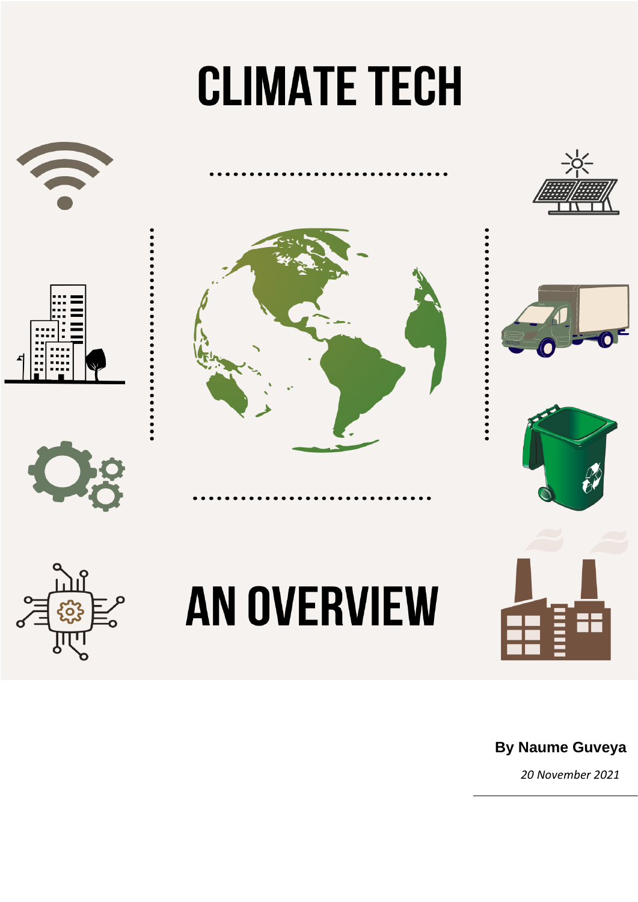# CLIMATE TECH

# AN OVERVIEW

**By Naume Guveya**

*20 November 2021*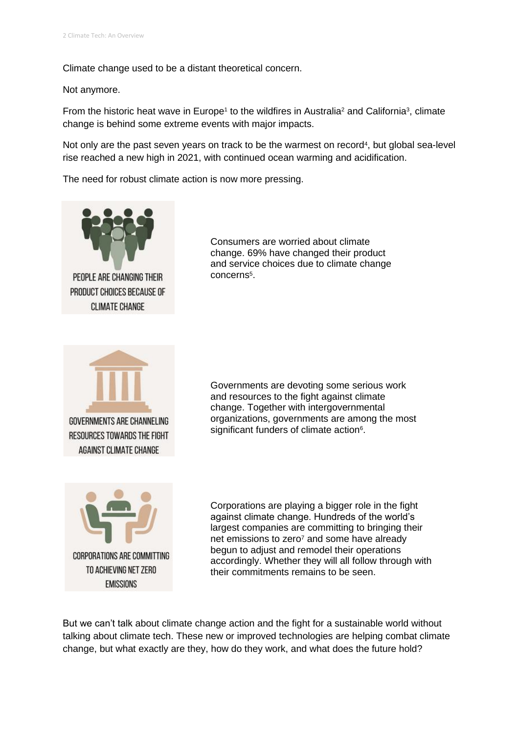Climate change used to be a distant theoretical concern.

Not anymore.

From the historic heat wave in Europe[1] to the wildfires in Australia[2] and California[3], climate change is behind some extreme events with major impacts.

Not only are the past seven years on track to be the warmest on record[4], but global sea-level rise reached a new high in 2021, with continued ocean warming and acidification.

The need for robust climate action is now more pressing.

PEOPLE ARE CHANGING THEIR PRODUCT CHOICES BECAUSE OF CLIMATE CHANGE

Consumers are worried about climate change. 69% have changed their product and service choices due to climate change concerns[5].

GOVERNMENTS ARE CHANNELING RESOURCES TOWARDS THE FIGHT AGAINST CLIMATE CHANGE

Governments are devoting some serious work and resources to the fight against climate change. Together with intergovernmental organizations, governments are among the most significant funders of climate action[6].

CORPORATIONS ARE COMMITTING TO ACHIEVING NET ZERO EMISSIONS

Corporations are playing a bigger role in the fight against climate change. Hundreds of the world's largest companies are committing to bringing their net emissions to zero[7] and some have already begun to adjust and remodel their operations accordingly. Whether they will all follow through with their commitments remains to be seen.

But we can't talk about climate change action and the fight for a sustainable world without talking about climate tech. These new or improved technologies are helping combat climate change, but what exactly are they, how do they work, and what does the future hold?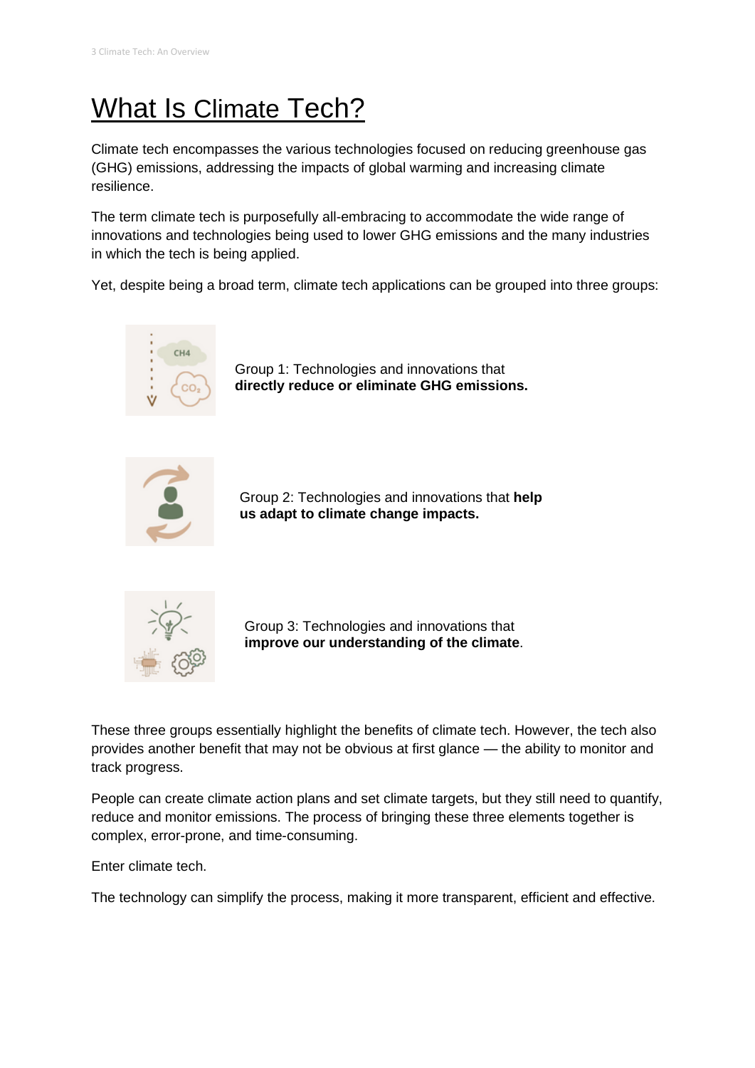# What Is Climate Tech?

Climate tech encompasses the various technologies focused on reducing greenhouse gas (GHG) emissions, addressing the impacts of global warming and increasing climate resilience.

The term climate tech is purposefully all-embracing to accommodate the wide range of innovations and technologies being used to lower GHG emissions and the many industries in which the tech is being applied.

Yet, despite being a broad term, climate tech applications can be grouped into three groups:

Group 1: Technologies and innovations that **directly reduce or eliminate GHG emissions.**

Group 2: Technologies and innovations that **help us adapt to climate change impacts.**

Group 3: Technologies and innovations that **improve our understanding of the climate**.

These three groups essentially highlight the benefits of climate tech. However, the tech also provides another benefit that may not be obvious at first glance — the ability to monitor and track progress.

People can create climate action plans and set climate targets, but they still need to quantify, reduce and monitor emissions. The process of bringing these three elements together is complex, error-prone, and time-consuming.

Enter climate tech.

The technology can simplify the process, making it more transparent, efficient and effective.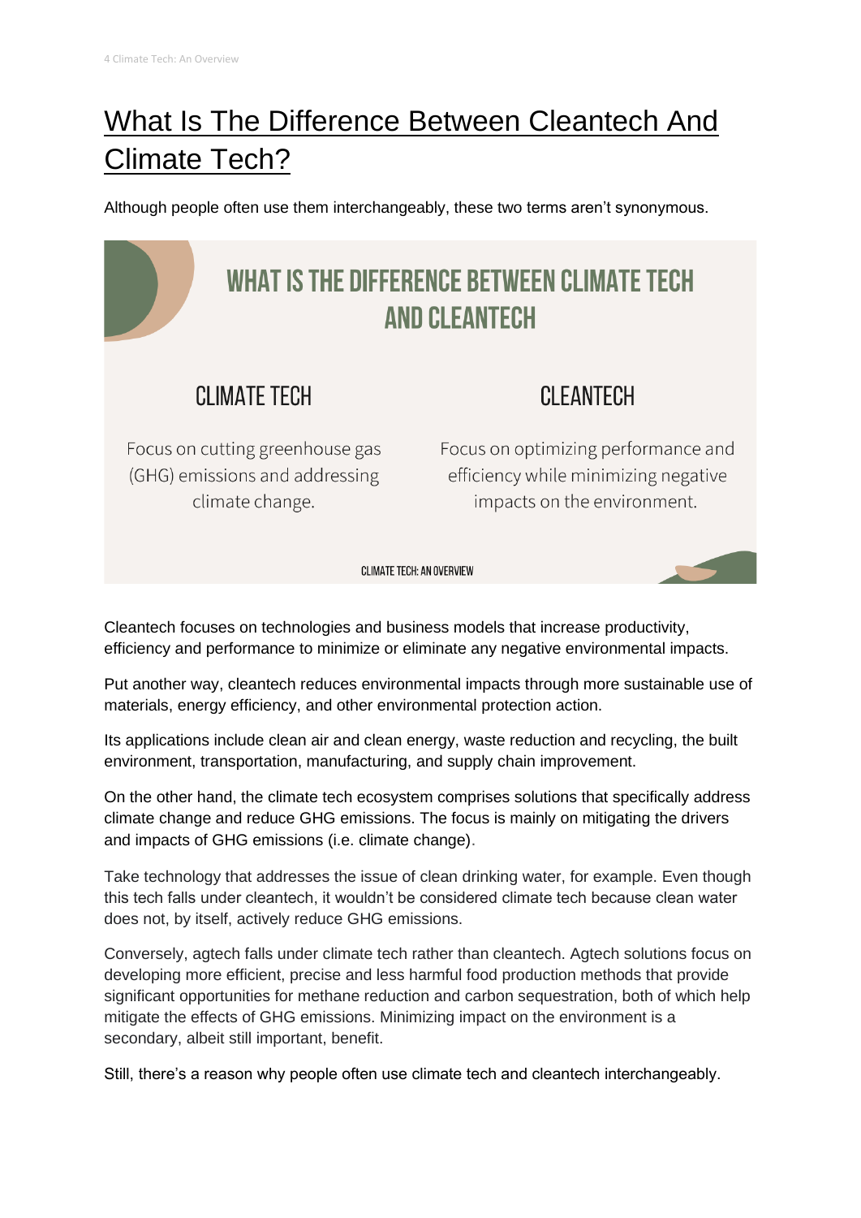# What Is The Difference Between Cleantech And Climate Tech?

Although people often use them interchangeably, these two terms aren't synonymous.

## WHAT IS THE DIFFERENCE BETWEEN CLIMATE TECH AND CLEANTECH

| CLIMATE TECH | CLEANTECH |
| --- | --- |
| Focus on cutting greenhouse gas (GHG) emissions and addressing climate change. | Focus on optimizing performance and efficiency while minimizing negative impacts on the environment. |

CLIMATE TECH: AN OVERVIEW

Cleantech focuses on technologies and business models that increase productivity, efficiency and performance to minimize or eliminate any negative environmental impacts.

Put another way, cleantech reduces environmental impacts through more sustainable use of materials, energy efficiency, and other environmental protection action.

Its applications include clean air and clean energy, waste reduction and recycling, the built environment, transportation, manufacturing, and supply chain improvement.

On the other hand, the climate tech ecosystem comprises solutions that specifically address climate change and reduce GHG emissions. The focus is mainly on mitigating the drivers and impacts of GHG emissions (i.e. climate change).

Take technology that addresses the issue of clean drinking water, for example. Even though this tech falls under cleantech, it wouldn't be considered climate tech because clean water does not, by itself, actively reduce GHG emissions.

Conversely, agtech falls under climate tech rather than cleantech. Agtech solutions focus on developing more efficient, precise and less harmful food production methods that provide significant opportunities for methane reduction and carbon sequestration, both of which help mitigate the effects of GHG emissions. Minimizing impact on the environment is a secondary, albeit still important, benefit.

Still, there's a reason why people often use climate tech and cleantech interchangeably.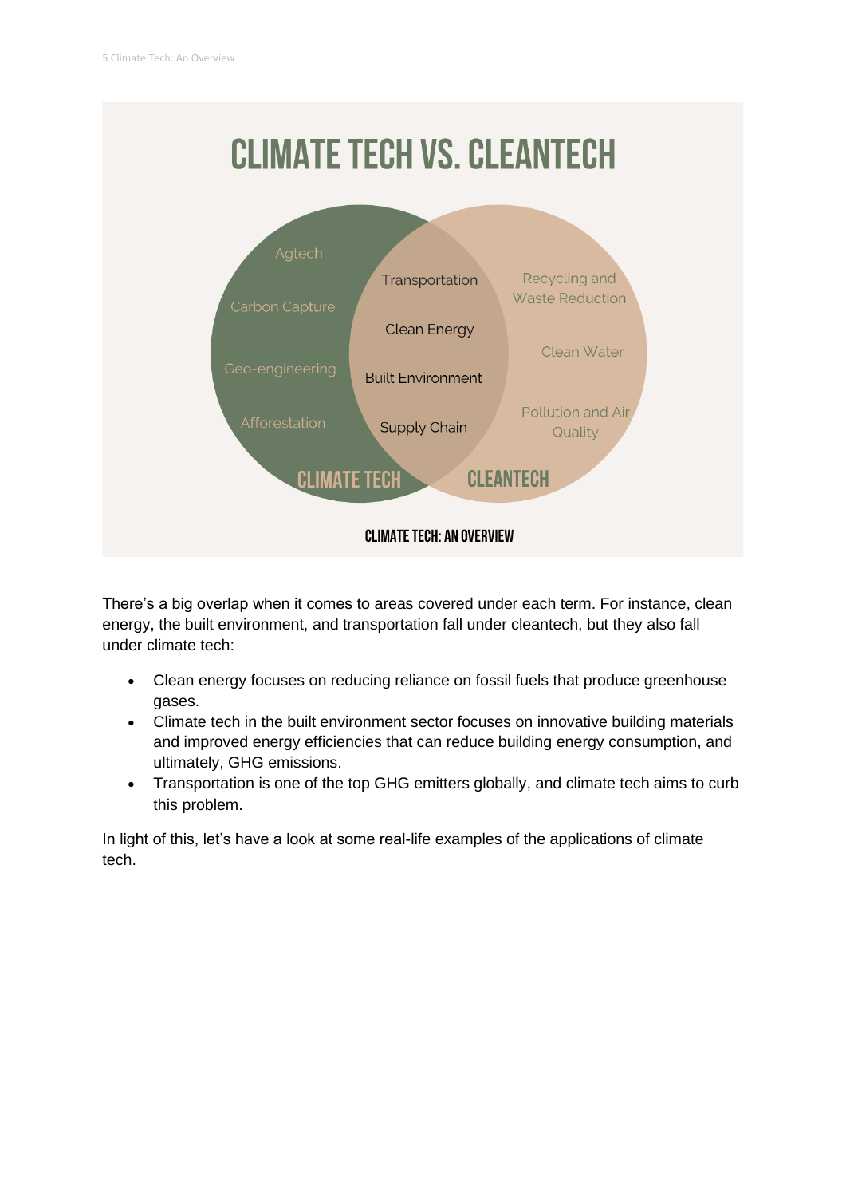## CLIMATE TECH VS. CLEANTECH

| Climate Tech | Both | Cleantech |
|---|---|---|
| Agtech | Transportation | Recycling and Waste Reduction |
| Carbon Capture | Clean Energy | Clean Water |
| Geo-engineering | Built Environment | Pollution and Air Quality |
| Afforestation | Supply Chain | |

**CLIMATE TECH: AN OVERVIEW**

There's a big overlap when it comes to areas covered under each term. For instance, clean energy, the built environment, and transportation fall under cleantech, but they also fall under climate tech:

- Clean energy focuses on reducing reliance on fossil fuels that produce greenhouse gases.
- Climate tech in the built environment sector focuses on innovative building materials and improved energy efficiencies that can reduce building energy consumption, and ultimately, GHG emissions.
- Transportation is one of the top GHG emitters globally, and climate tech aims to curb this problem.

In light of this, let's have a look at some real-life examples of the applications of climate tech.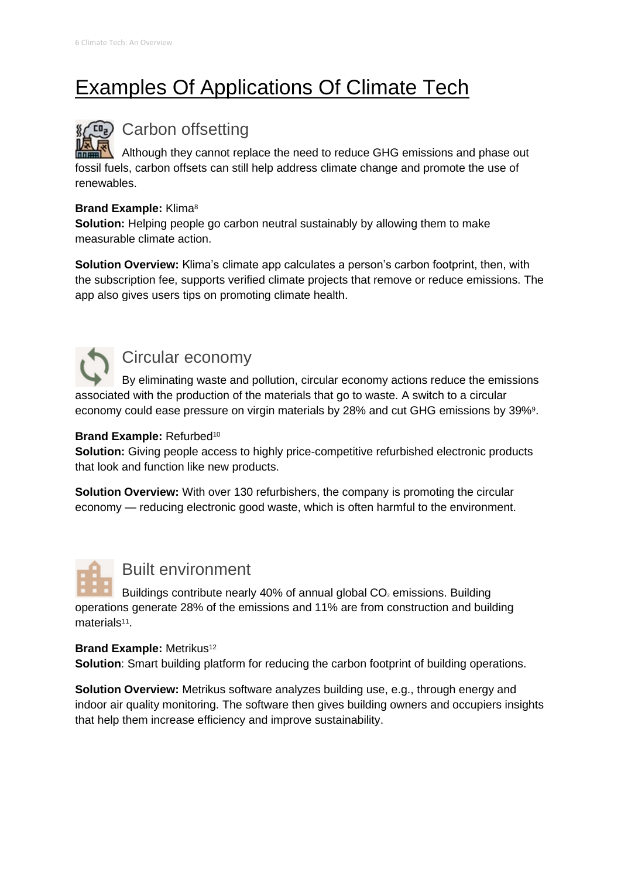# Examples Of Applications Of Climate Tech

## Carbon offsetting

Although they cannot replace the need to reduce GHG emissions and phase out fossil fuels, carbon offsets can still help address climate change and promote the use of renewables.

**Brand Example:** Klima[8]
**Solution:** Helping people go carbon neutral sustainably by allowing them to make measurable climate action.

**Solution Overview:** Klima's climate app calculates a person's carbon footprint, then, with the subscription fee, supports verified climate projects that remove or reduce emissions. The app also gives users tips on promoting climate health.

## Circular economy

By eliminating waste and pollution, circular economy actions reduce the emissions associated with the production of the materials that go to waste. A switch to a circular economy could ease pressure on virgin materials by 28% and cut GHG emissions by 39%[9].

**Brand Example:** Refurbed[10]
**Solution:** Giving people access to highly price-competitive refurbished electronic products that look and function like new products.

**Solution Overview:** With over 130 refurbishers, the company is promoting the circular economy — reducing electronic good waste, which is often harmful to the environment.

## Built environment

Buildings contribute nearly 40% of annual global $CO_2$ emissions. Building operations generate 28% of the emissions and 11% are from construction and building materials[11].

**Brand Example:** Metrikus[12]
**Solution**: Smart building platform for reducing the carbon footprint of building operations.

**Solution Overview:** Metrikus software analyzes building use, e.g., through energy and indoor air quality monitoring. The software then gives building owners and occupiers insights that help them increase efficiency and improve sustainability.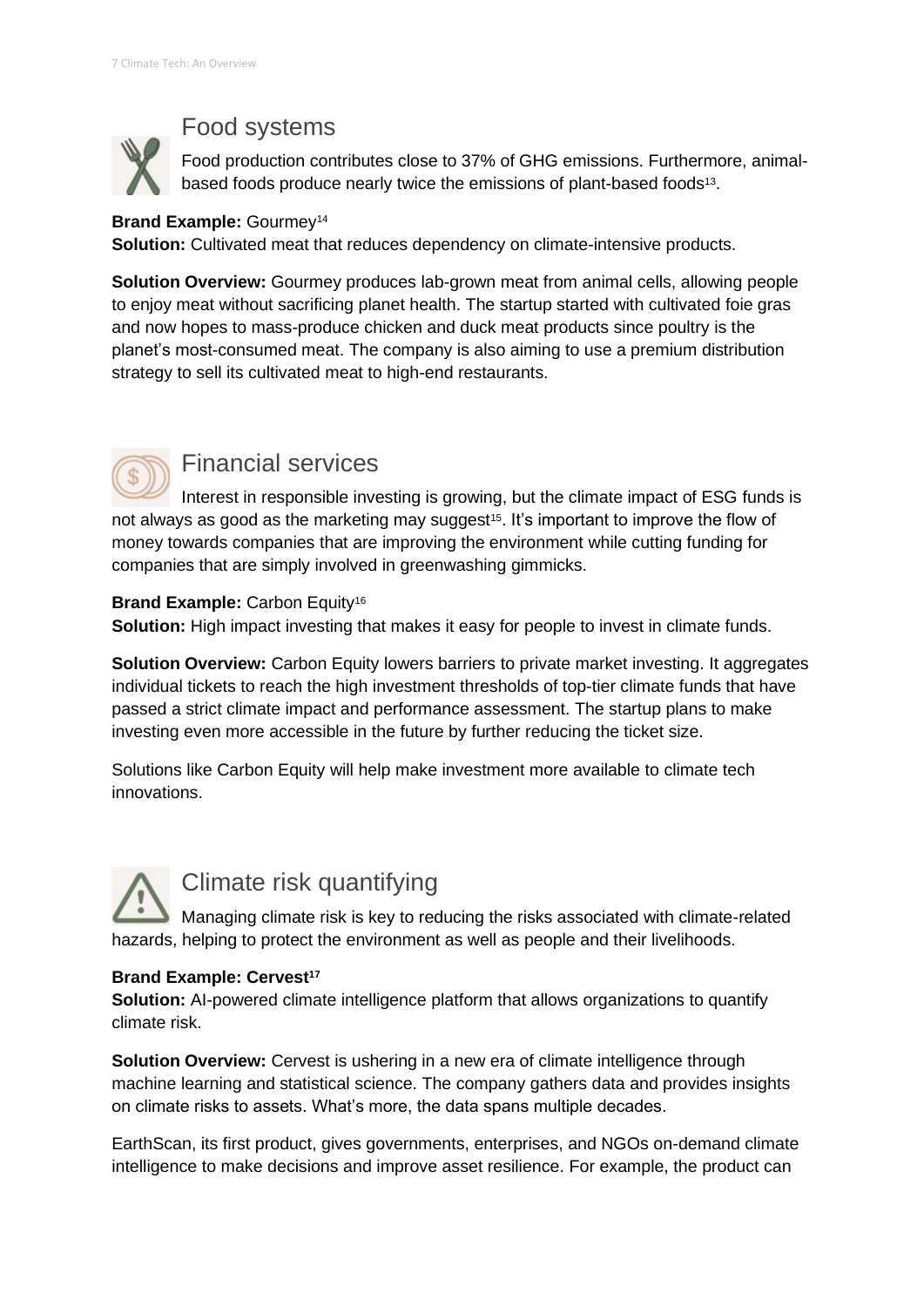## Food systems

Food production contributes close to 37% of GHG emissions. Furthermore, animal-based foods produce nearly twice the emissions of plant-based foods[13].

**Brand Example:** Gourmey[14]
**Solution:** Cultivated meat that reduces dependency on climate-intensive products.

**Solution Overview:** Gourmey produces lab-grown meat from animal cells, allowing people to enjoy meat without sacrificing planet health. The startup started with cultivated foie gras and now hopes to mass-produce chicken and duck meat products since poultry is the planet's most-consumed meat. The company is also aiming to use a premium distribution strategy to sell its cultivated meat to high-end restaurants.

## Financial services

Interest in responsible investing is growing, but the climate impact of ESG funds is not always as good as the marketing may suggest[15]. It's important to improve the flow of money towards companies that are improving the environment while cutting funding for companies that are simply involved in greenwashing gimmicks.

**Brand Example:** Carbon Equity[16]
**Solution:** High impact investing that makes it easy for people to invest in climate funds.

**Solution Overview:** Carbon Equity lowers barriers to private market investing. It aggregates individual tickets to reach the high investment thresholds of top-tier climate funds that have passed a strict climate impact and performance assessment. The startup plans to make investing even more accessible in the future by further reducing the ticket size.

Solutions like Carbon Equity will help make investment more available to climate tech innovations.

## Climate risk quantifying

Managing climate risk is key to reducing the risks associated with climate-related hazards, helping to protect the environment as well as people and their livelihoods.

**Brand Example: Cervest[17]**
**Solution:** AI-powered climate intelligence platform that allows organizations to quantify climate risk.

**Solution Overview:** Cervest is ushering in a new era of climate intelligence through machine learning and statistical science. The company gathers data and provides insights on climate risks to assets. What's more, the data spans multiple decades.

EarthScan, its first product, gives governments, enterprises, and NGOs on-demand climate intelligence to make decisions and improve asset resilience. For example, the product can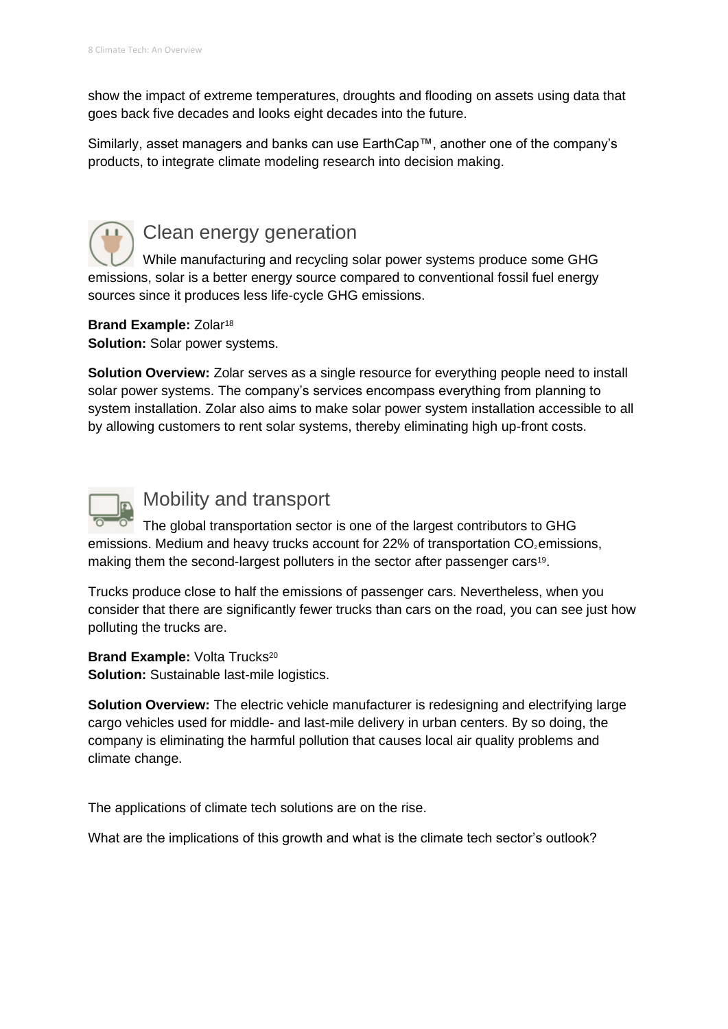show the impact of extreme temperatures, droughts and flooding on assets using data that goes back five decades and looks eight decades into the future.

Similarly, asset managers and banks can use EarthCap™, another one of the company's products, to integrate climate modeling research into decision making.

## Clean energy generation

While manufacturing and recycling solar power systems produce some GHG emissions, solar is a better energy source compared to conventional fossil fuel energy sources since it produces less life-cycle GHG emissions.

**Brand Example:** Zolar[18]
**Solution:** Solar power systems.

**Solution Overview:** Zolar serves as a single resource for everything people need to install solar power systems. The company's services encompass everything from planning to system installation. Zolar also aims to make solar power system installation accessible to all by allowing customers to rent solar systems, thereby eliminating high up-front costs.

## Mobility and transport

The global transportation sector is one of the largest contributors to GHG emissions. Medium and heavy trucks account for 22% of transportation $CO_2$ emissions, making them the second-largest polluters in the sector after passenger cars[19].

Trucks produce close to half the emissions of passenger cars. Nevertheless, when you consider that there are significantly fewer trucks than cars on the road, you can see just how polluting the trucks are.

**Brand Example:** Volta Trucks[20]
**Solution:** Sustainable last-mile logistics.

**Solution Overview:** The electric vehicle manufacturer is redesigning and electrifying large cargo vehicles used for middle- and last-mile delivery in urban centers. By so doing, the company is eliminating the harmful pollution that causes local air quality problems and climate change.

The applications of climate tech solutions are on the rise.

What are the implications of this growth and what is the climate tech sector's outlook?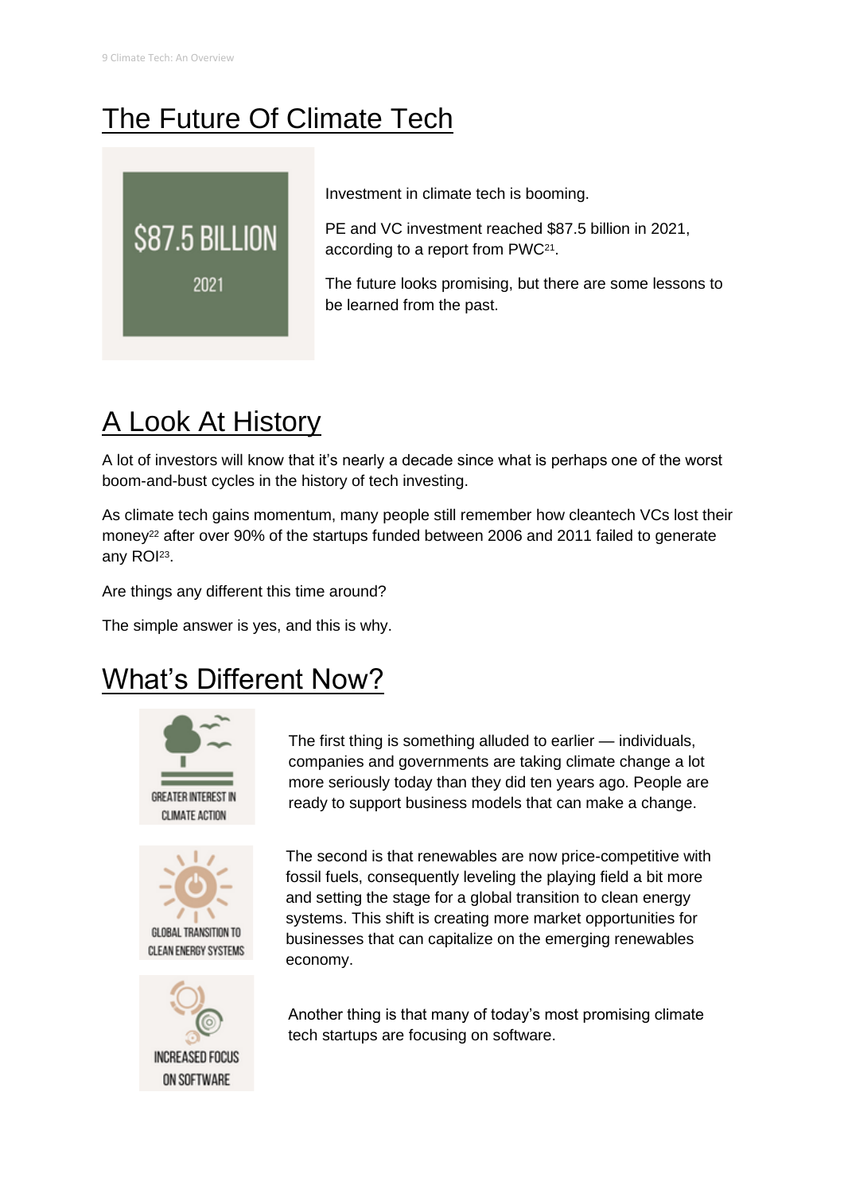## The Future Of Climate Tech

$87.5 BILLION

2021

Investment in climate tech is booming.

PE and VC investment reached $87.5 billion in 2021, according to a report from PWC[21].

The future looks promising, but there are some lessons to be learned from the past.

## A Look At History

A lot of investors will know that it's nearly a decade since what is perhaps one of the worst boom-and-bust cycles in the history of tech investing.

As climate tech gains momentum, many people still remember how cleantech VCs lost their money[22] after over 90% of the startups funded between 2006 and 2011 failed to generate any ROI[23].

Are things any different this time around?

The simple answer is yes, and this is why.

## What's Different Now?

GREATER INTEREST IN CLIMATE ACTION

The first thing is something alluded to earlier — individuals, companies and governments are taking climate change a lot more seriously today than they did ten years ago. People are ready to support business models that can make a change.

GLOBAL TRANSITION TO CLEAN ENERGY SYSTEMS

The second is that renewables are now price-competitive with fossil fuels, consequently leveling the playing field a bit more and setting the stage for a global transition to clean energy systems. This shift is creating more market opportunities for businesses that can capitalize on the emerging renewables economy.

INCREASED FOCUS ON SOFTWARE

Another thing is that many of today's most promising climate tech startups are focusing on software.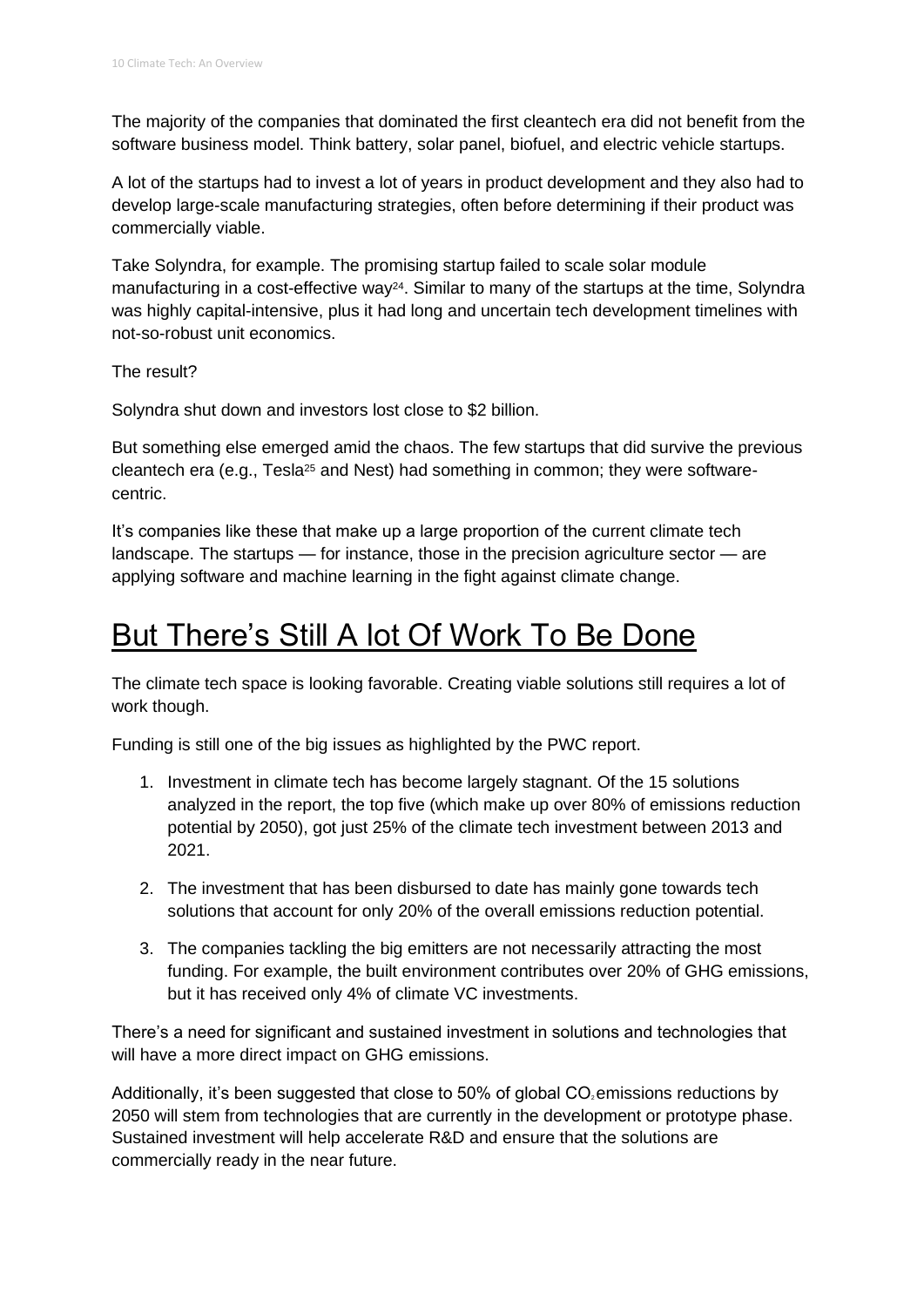The majority of the companies that dominated the first cleantech era did not benefit from the software business model. Think battery, solar panel, biofuel, and electric vehicle startups.

A lot of the startups had to invest a lot of years in product development and they also had to develop large-scale manufacturing strategies, often before determining if their product was commercially viable.

Take Solyndra, for example. The promising startup failed to scale solar module manufacturing in a cost-effective way[24]. Similar to many of the startups at the time, Solyndra was highly capital-intensive, plus it had long and uncertain tech development timelines with not-so-robust unit economics.

The result?

Solyndra shut down and investors lost close to $2 billion.

But something else emerged amid the chaos. The few startups that did survive the previous cleantech era (e.g., Tesla[25] and Nest) had something in common; they were software-centric.

It's companies like these that make up a large proportion of the current climate tech landscape. The startups — for instance, those in the precision agriculture sector — are applying software and machine learning in the fight against climate change.

## But There's Still A lot Of Work To Be Done

The climate tech space is looking favorable. Creating viable solutions still requires a lot of work though.

Funding is still one of the big issues as highlighted by the PWC report.

1. Investment in climate tech has become largely stagnant. Of the 15 solutions analyzed in the report, the top five (which make up over 80% of emissions reduction potential by 2050), got just 25% of the climate tech investment between 2013 and 2021.
2. The investment that has been disbursed to date has mainly gone towards tech solutions that account for only 20% of the overall emissions reduction potential.
3. The companies tackling the big emitters are not necessarily attracting the most funding. For example, the built environment contributes over 20% of GHG emissions, but it has received only 4% of climate VC investments.

There's a need for significant and sustained investment in solutions and technologies that will have a more direct impact on GHG emissions.

Additionally, it's been suggested that close to 50% of global $CO_2$ emissions reductions by 2050 will stem from technologies that are currently in the development or prototype phase. Sustained investment will help accelerate R&D and ensure that the solutions are commercially ready in the near future.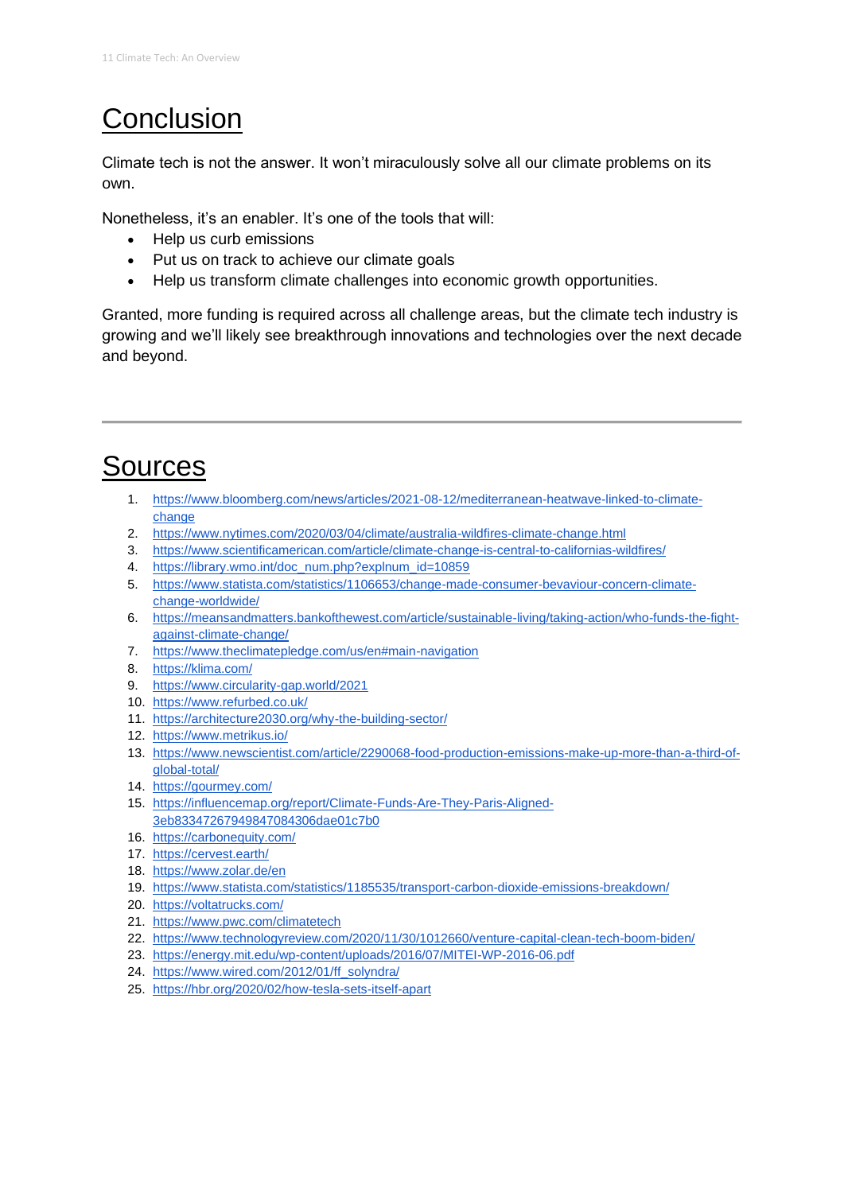# Conclusion

Climate tech is not the answer. It won't miraculously solve all our climate problems on its own.

Nonetheless, it's an enabler. It's one of the tools that will:

- Help us curb emissions
- Put us on track to achieve our climate goals
- Help us transform climate challenges into economic growth opportunities.

Granted, more funding is required across all challenge areas, but the climate tech industry is growing and we'll likely see breakthrough innovations and technologies over the next decade and beyond.

---

# Sources

1. https://www.bloomberg.com/news/articles/2021-08-12/mediterranean-heatwave-linked-to-climate-change
2. https://www.nytimes.com/2020/03/04/climate/australia-wildfires-climate-change.html
3. https://www.scientificamerican.com/article/climate-change-is-central-to-californias-wildfires/
4. https://library.wmo.int/doc_num.php?explnum_id=10859
5. https://www.statista.com/statistics/1106653/change-made-consumer-bevaviour-concern-climate-change-worldwide/
6. https://meansandmatters.bankofthewest.com/article/sustainable-living/taking-action/who-funds-the-fight-against-climate-change/
7. https://www.theclimatepledge.com/us/en#main-navigation
8. https://klima.com/
9. https://www.circularity-gap.world/2021
10. https://www.refurbed.co.uk/
11. https://architecture2030.org/why-the-building-sector/
12. https://www.metrikus.io/
13. https://www.newscientist.com/article/2290068-food-production-emissions-make-up-more-than-a-third-of-global-total/
14. https://gourmey.com/
15. https://influencemap.org/report/Climate-Funds-Are-They-Paris-Aligned-3eb83347267949847084306dae01c7b0
16. https://carbonequity.com/
17. https://cervest.earth/
18. https://www.zolar.de/en
19. https://www.statista.com/statistics/1185535/transport-carbon-dioxide-emissions-breakdown/
20. https://voltatrucks.com/
21. https://www.pwc.com/climatetech
22. https://www.technologyreview.com/2020/11/30/1012660/venture-capital-clean-tech-boom-biden/
23. https://energy.mit.edu/wp-content/uploads/2016/07/MITEI-WP-2016-06.pdf
24. https://www.wired.com/2012/01/ff_solyndra/
25. https://hbr.org/2020/02/how-tesla-sets-itself-apart